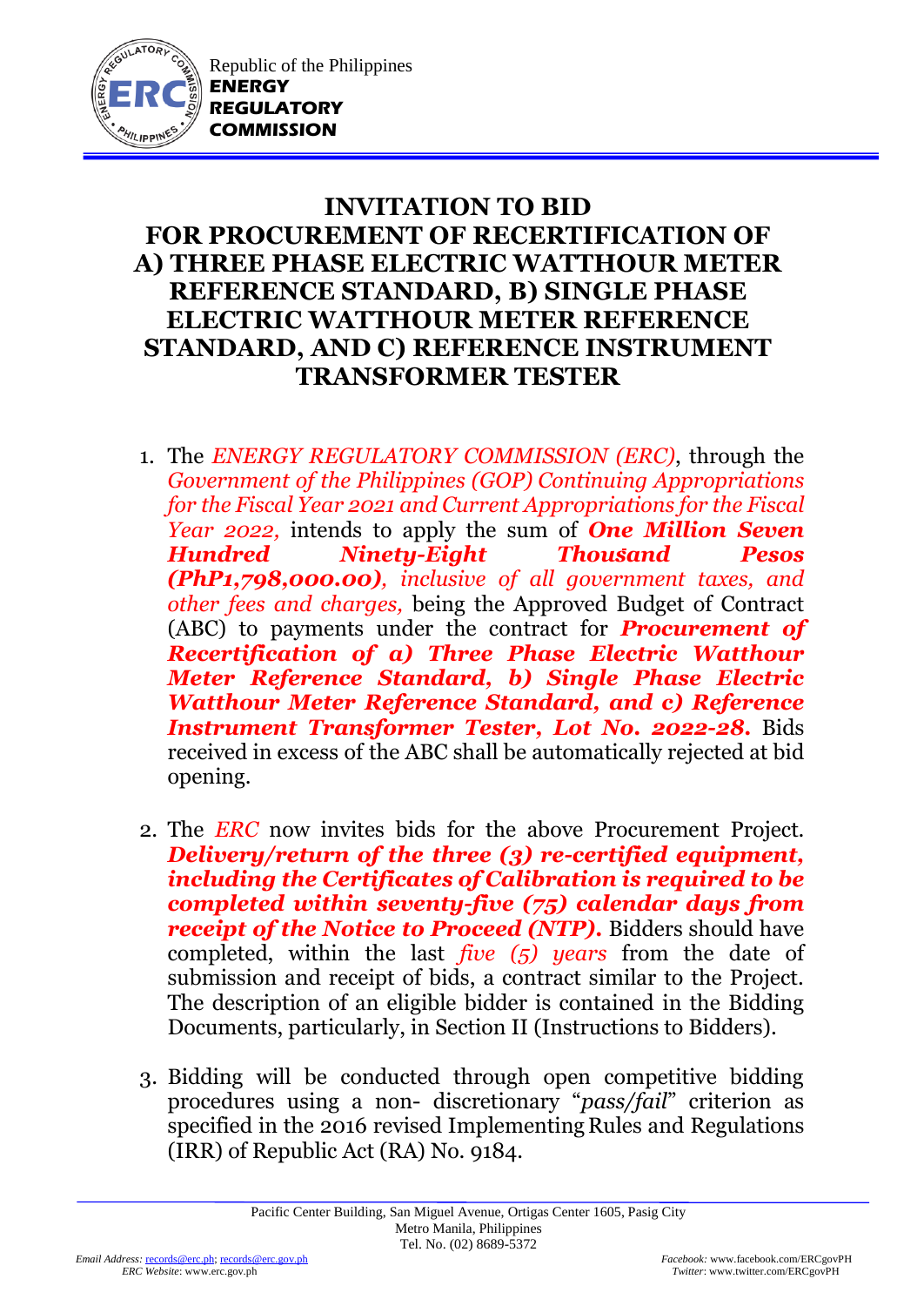Republic of the Philippines
**ENERGY REGULATORY COMMISSION**

# INVITATION TO BID FOR PROCUREMENT OF RECERTIFICATION OF A) THREE PHASE ELECTRIC WATTHOUR METER REFERENCE STANDARD, B) SINGLE PHASE ELECTRIC WATTHOUR METER REFERENCE STANDARD, AND C) REFERENCE INSTRUMENT TRANSFORMER TESTER

1. The *ENERGY REGULATORY COMMISSION (ERC)*, through the *Government of the Philippines (GOP) Continuing Appropriations for the Fiscal Year 2021 and Current Appropriations for the Fiscal Year 2022,* intends to apply the sum of ***One Million Seven Hundred Ninety-Eight Thousand Pesos (PhP1,798,000.00)****, inclusive of all government taxes, and other fees and charges,* being the Approved Budget of Contract (ABC) to payments under the contract for ***Procurement of Recertification of a) Three Phase Electric Watthour Meter Reference Standard, b) Single Phase Electric Watthour Meter Reference Standard, and c) Reference Instrument Transformer Tester, Lot No. 2022-28.*** Bids received in excess of the ABC shall be automatically rejected at bid opening.

2. The *ERC* now invites bids for the above Procurement Project. ***Delivery/return of the three (3) re-certified equipment, including the Certificates of Calibration is required to be completed within seventy-five (75) calendar days from receipt of the Notice to Proceed (NTP).*** Bidders should have completed, within the last *five (5) years* from the date of submission and receipt of bids, a contract similar to the Project. The description of an eligible bidder is contained in the Bidding Documents, particularly, in Section II (Instructions to Bidders).

3. Bidding will be conducted through open competitive bidding procedures using a non- discretionary "*pass/fail*" criterion as specified in the 2016 revised Implementing Rules and Regulations (IRR) of Republic Act (RA) No. 9184.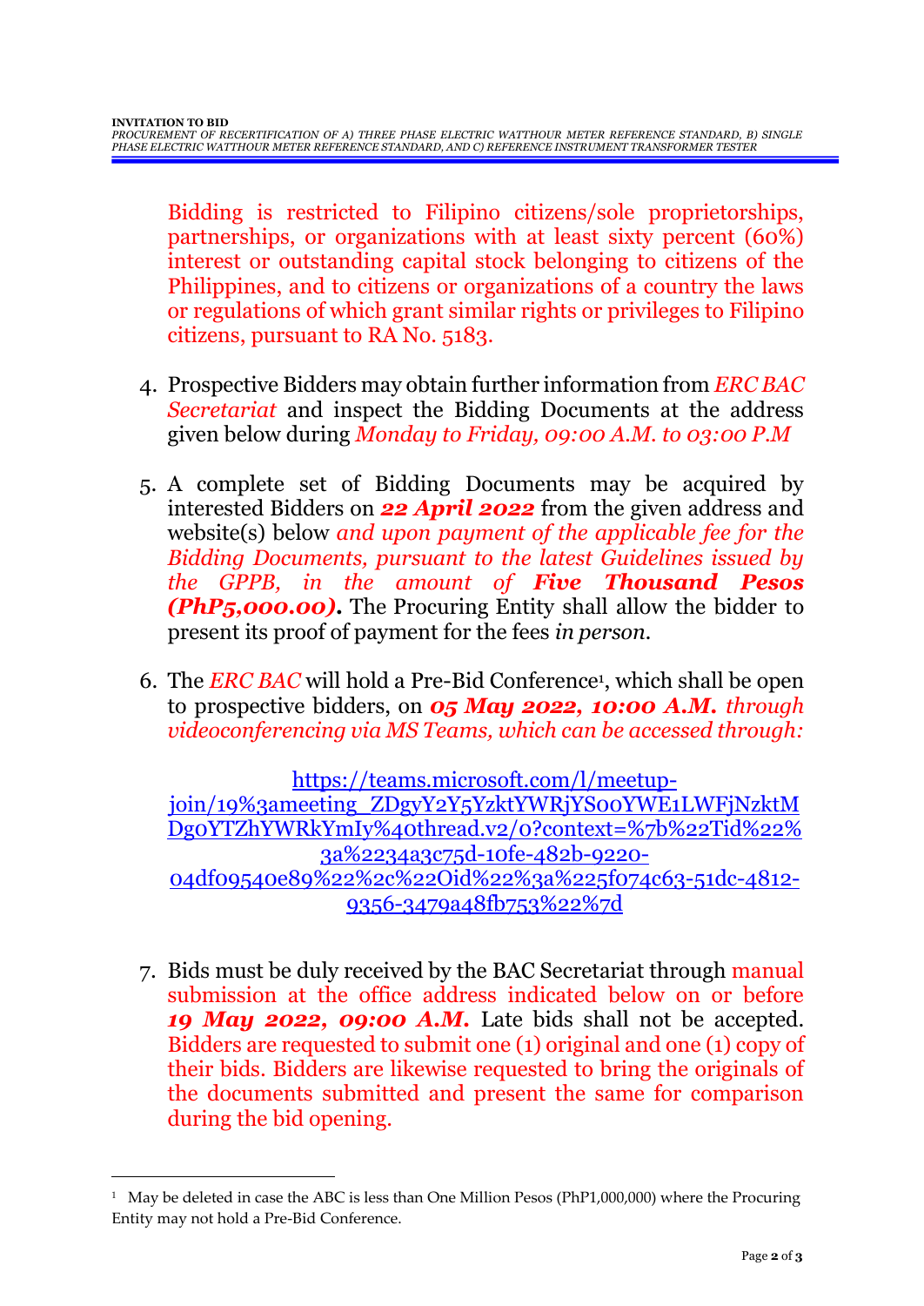Bidding is restricted to Filipino citizens/sole proprietorships, partnerships, or organizations with at least sixty percent (60%) interest or outstanding capital stock belonging to citizens of the Philippines, and to citizens or organizations of a country the laws or regulations of which grant similar rights or privileges to Filipino citizens, pursuant to RA No. 5183.

4. Prospective Bidders may obtain further information from *ERC BAC Secretariat* and inspect the Bidding Documents at the address given below during *Monday to Friday, 09:00 A.M. to 03:00 P.M*

5. A complete set of Bidding Documents may be acquired by interested Bidders on ***22 April 2022*** from the given address and website(s) below *and upon payment of the applicable fee for the Bidding Documents, pursuant to the latest Guidelines issued by the GPPB, in the amount of* ***Five Thousand Pesos (PhP5,000.00).*** The Procuring Entity shall allow the bidder to present its proof of payment for the fees *in person*.

6. The *ERC BAC* will hold a Pre-Bid Conference[1], which shall be open to prospective bidders, on ***05 May 2022, 10:00 A.M.*** *through videoconferencing via MS Teams, which can be accessed through:*

   https://teams.microsoft.com/l/meetup-join/19%3ameeting_ZDgyY2Y5YzktYWRjYS00YWE1LWFjNzktMDg0YTZhYWRkYmIy%40thread.v2/0?context=%7b%22Tid%22%3a%2234a3c75d-10fe-482b-9220-04df09540e89%22%2c%22Oid%22%3a%225f074c63-51dc-4812-9356-3479a48fb753%22%7d

7. Bids must be duly received by the BAC Secretariat through manual submission at the office address indicated below on or before ***19 May 2022, 09:00 A.M.*** Late bids shall not be accepted. Bidders are requested to submit one (1) original and one (1) copy of their bids. Bidders are likewise requested to bring the originals of the documents submitted and present the same for comparison during the bid opening.

[1] May be deleted in case the ABC is less than One Million Pesos (PhP1,000,000) where the Procuring Entity may not hold a Pre-Bid Conference.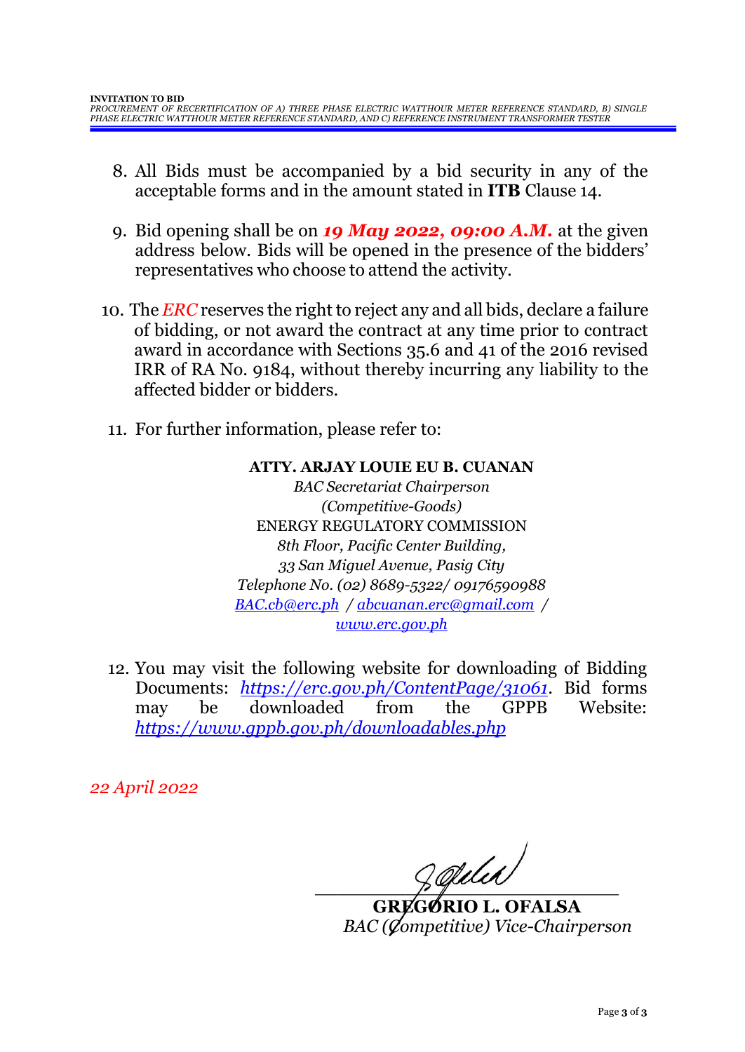8. All Bids must be accompanied by a bid security in any of the acceptable forms and in the amount stated in **ITB** Clause 14.

9. Bid opening shall be on ***19 May 2022, 09:00 A.M.*** at the given address below. Bids will be opened in the presence of the bidders' representatives who choose to attend the activity.

10. The *ERC* reserves the right to reject any and all bids, declare a failure of bidding, or not award the contract at any time prior to contract award in accordance with Sections 35.6 and 41 of the 2016 revised IRR of RA No. 9184, without thereby incurring any liability to the affected bidder or bidders.

11. For further information, please refer to:

**ATTY. ARJAY LOUIE EU B. CUANAN**
*BAC Secretariat Chairperson*
*(Competitive-Goods)*
ENERGY REGULATORY COMMISSION
*8th Floor, Pacific Center Building,*
*33 San Miguel Avenue, Pasig City*
*Telephone No. (02) 8689-5322/ 09176590988*
*BAC.cb@erc.ph* / *abcuanan.erc@gmail.com* /
*www.erc.gov.ph*

12. You may visit the following website for downloading of Bidding Documents: *https://erc.gov.ph/ContentPage/31061*. Bid forms may be downloaded from the GPPB Website: *https://www.gppb.gov.ph/downloadables.php*

*22 April 2022*

**GREGORIO L. OFALSA**
*BAC (Competitive) Vice-Chairperson*